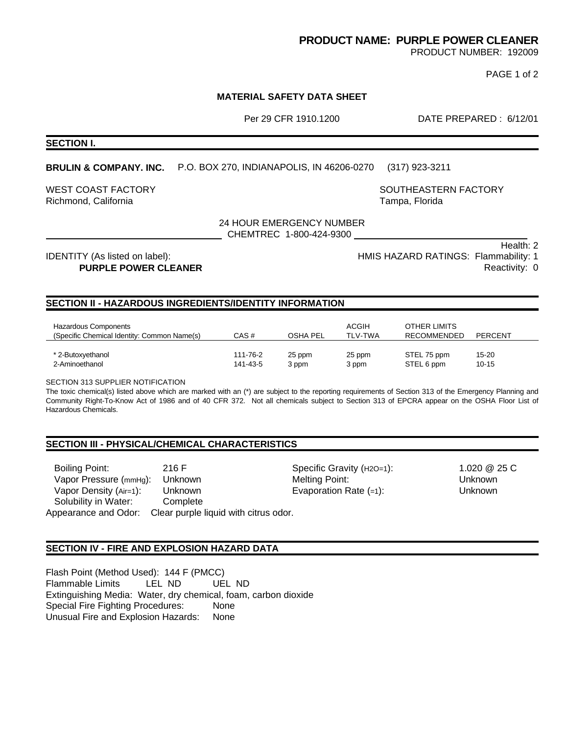**PRODUCT NAME: PURPLE POWER CLEANER**
PRODUCT NUMBER: 192009

# MATERIAL SAFETY DATA SHEET

Per 29 CFR 1910.1200 DATE PREPARED : 6/12/01

## SECTION I.

**BRULIN & COMPANY. INC.** P.O. BOX 270, INDIANAPOLIS, IN 46206-0270 (317) 923-3211

WEST COAST FACTORY
Richmond, California

SOUTHEASTERN FACTORY
Tampa, Florida

24 HOUR EMERGENCY NUMBER
CHEMTREC 1-800-424-9300

IDENTITY (As listed on label):
**PURPLE POWER CLEANER**

HMIS HAZARD RATINGS:
Health: 2
Flammability: 1
Reactivity: 0

## SECTION II - HAZARDOUS INGREDIENTS/IDENTITY INFORMATION

| Hazardous Components (Specific Chemical Identity: Common Name(s) | CAS # | OSHA PEL | ACGIH TLV-TWA | OTHER LIMITS RECOMMENDED | PERCENT |
|---|---|---|---|---|---|
| * 2-Butoxyethanol | 111-76-2 | 25 ppm | 25 ppm | STEL 75 ppm | 15-20 |
| 2-Aminoethanol | 141-43-5 | 3 ppm | 3 ppm | STEL 6 ppm | 10-15 |

SECTION 313 SUPPLIER NOTIFICATION

The toxic chemical(s) listed above which are marked with an (*) are subject to the reporting requirements of Section 313 of the Emergency Planning and Community Right-To-Know Act of 1986 and of 40 CFR 372. Not all chemicals subject to Section 313 of EPCRA appear on the OSHA Floor List of Hazardous Chemicals.

## SECTION III - PHYSICAL/CHEMICAL CHARACTERISTICS

| | | | |
|---|---|---|---|
| Boiling Point: | 216 F | Specific Gravity ($H_2O$=1): | 1.020 @ 25 C |
| Vapor Pressure (mmHg): | Unknown | Melting Point: | Unknown |
| Vapor Density (Air=1): | Unknown | Evaporation Rate (=1): | Unknown |
| Solubility in Water: | Complete | | |

Appearance and Odor: Clear purple liquid with citrus odor.

## SECTION IV - FIRE AND EXPLOSION HAZARD DATA

Flash Point (Method Used): 144 F (PMCC)
Flammable Limits LEL ND UEL ND
Extinguishing Media: Water, dry chemical, foam, carbon dioxide
Special Fire Fighting Procedures: None
Unusual Fire and Explosion Hazards: None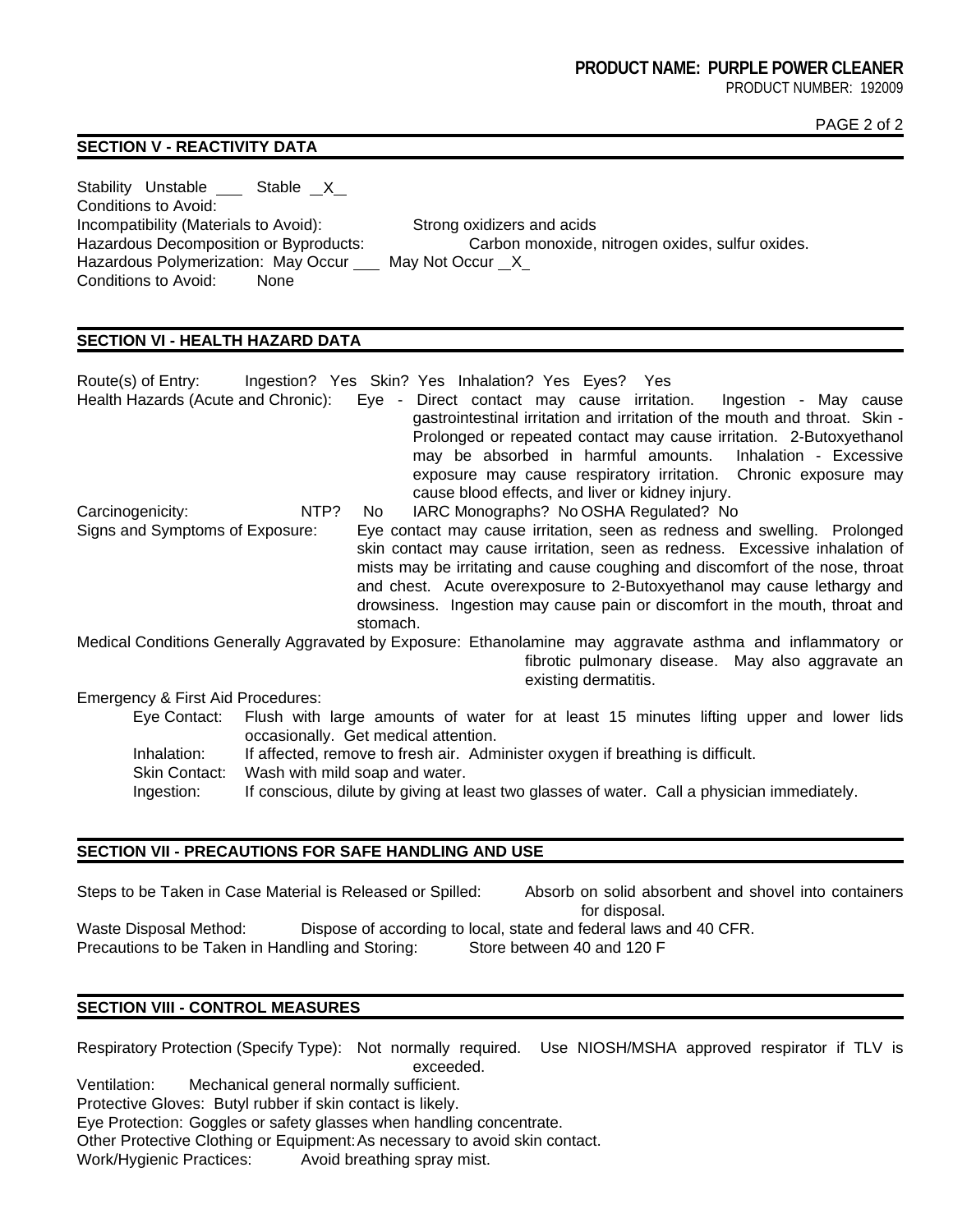**PRODUCT NAME: PURPLE POWER CLEANER**
PRODUCT NUMBER: 192009

## SECTION V - REACTIVITY DATA

Stability Unstable ___ Stable _X_
Conditions to Avoid:
Incompatibility (Materials to Avoid): Strong oxidizers and acids
Hazardous Decomposition or Byproducts: Carbon monoxide, nitrogen oxides, sulfur oxides.
Hazardous Polymerization: May Occur ___ May Not Occur _X_
Conditions to Avoid: None

## SECTION VI - HEALTH HAZARD DATA

Route(s) of Entry: Ingestion? Yes Skin? Yes Inhalation? Yes Eyes? Yes
Health Hazards (Acute and Chronic): Eye - Direct contact may cause irritation. Ingestion - May cause gastrointestinal irritation and irritation of the mouth and throat. Skin - Prolonged or repeated contact may cause irritation. 2-Butoxyethanol may be absorbed in harmful amounts. Inhalation - Excessive exposure may cause respiratory irritation. Chronic exposure may cause blood effects, and liver or kidney injury.
Carcinogenicity: NTP? No IARC Monographs? No OSHA Regulated? No
Signs and Symptoms of Exposure: Eye contact may cause irritation, seen as redness and swelling. Prolonged skin contact may cause irritation, seen as redness. Excessive inhalation of mists may be irritating and cause coughing and discomfort of the nose, throat and chest. Acute overexposure to 2-Butoxyethanol may cause lethargy and drowsiness. Ingestion may cause pain or discomfort in the mouth, throat and stomach.
Medical Conditions Generally Aggravated by Exposure: Ethanolamine may aggravate asthma and inflammatory or fibrotic pulmonary disease. May also aggravate an existing dermatitis.

Emergency & First Aid Procedures:

- Eye Contact: Flush with large amounts of water for at least 15 minutes lifting upper and lower lids occasionally. Get medical attention.
- Inhalation: If affected, remove to fresh air. Administer oxygen if breathing is difficult.
- Skin Contact: Wash with mild soap and water.
- Ingestion: If conscious, dilute by giving at least two glasses of water. Call a physician immediately.

## SECTION VII - PRECAUTIONS FOR SAFE HANDLING AND USE

Steps to be Taken in Case Material is Released or Spilled: Absorb on solid absorbent and shovel into containers for disposal.
Waste Disposal Method: Dispose of according to local, state and federal laws and 40 CFR.
Precautions to be Taken in Handling and Storing: Store between 40 and 120 F

## SECTION VIII - CONTROL MEASURES

Respiratory Protection (Specify Type): Not normally required. Use NIOSH/MSHA approved respirator if TLV is exceeded.
Ventilation: Mechanical general normally sufficient.
Protective Gloves: Butyl rubber if skin contact is likely.
Eye Protection: Goggles or safety glasses when handling concentrate.
Other Protective Clothing or Equipment: As necessary to avoid skin contact.
Work/Hygienic Practices: Avoid breathing spray mist.